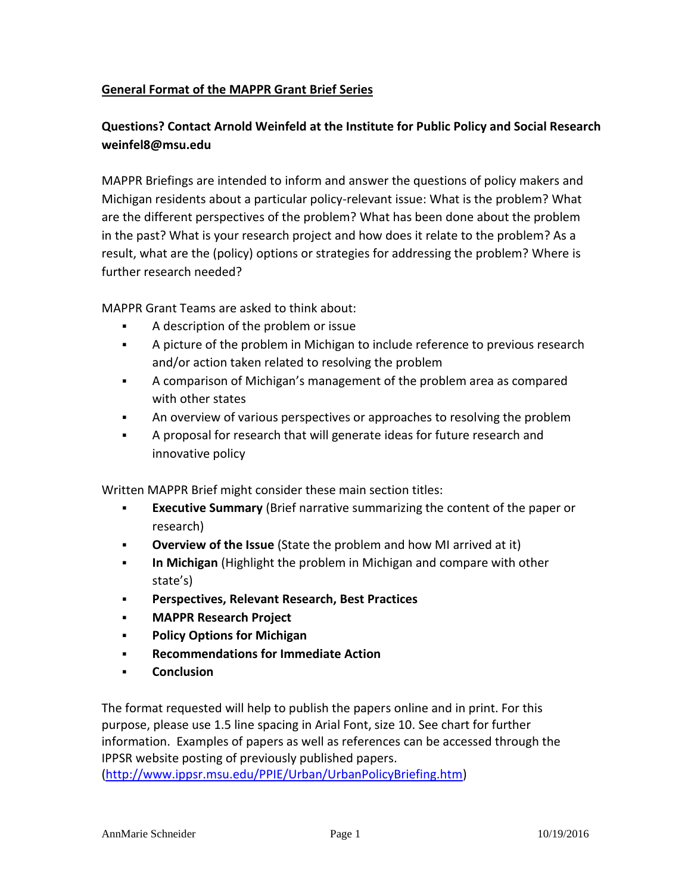**General Format of the MAPPR Grant Brief Series**

**Questions? Contact Arnold Weinfeld at the Institute for Public Policy and Social Research weinfel8@msu.edu**

MAPPR Briefings are intended to inform and answer the questions of policy makers and Michigan residents about a particular policy-relevant issue: What is the problem? What are the different perspectives of the problem? What has been done about the problem in the past? What is your research project and how does it relate to the problem? As a result, what are the (policy) options or strategies for addressing the problem? Where is further research needed?

MAPPR Grant Teams are asked to think about:

- A description of the problem or issue
- A picture of the problem in Michigan to include reference to previous research and/or action taken related to resolving the problem
- A comparison of Michigan's management of the problem area as compared with other states
- An overview of various perspectives or approaches to resolving the problem
- A proposal for research that will generate ideas for future research and innovative policy

Written MAPPR Brief might consider these main section titles:

- **Executive Summary** (Brief narrative summarizing the content of the paper or research)
- **Overview of the Issue** (State the problem and how MI arrived at it)
- **In Michigan** (Highlight the problem in Michigan and compare with other state's)
- **Perspectives, Relevant Research, Best Practices**
- **MAPPR Research Project**
- **Policy Options for Michigan**
- **Recommendations for Immediate Action**
- **Conclusion**

The format requested will help to publish the papers online and in print. For this purpose, please use 1.5 line spacing in Arial Font, size 10. See chart for further information. Examples of papers as well as references can be accessed through the IPPSR website posting of previously published papers. (http://www.ippsr.msu.edu/PPIE/Urban/UrbanPolicyBriefing.htm)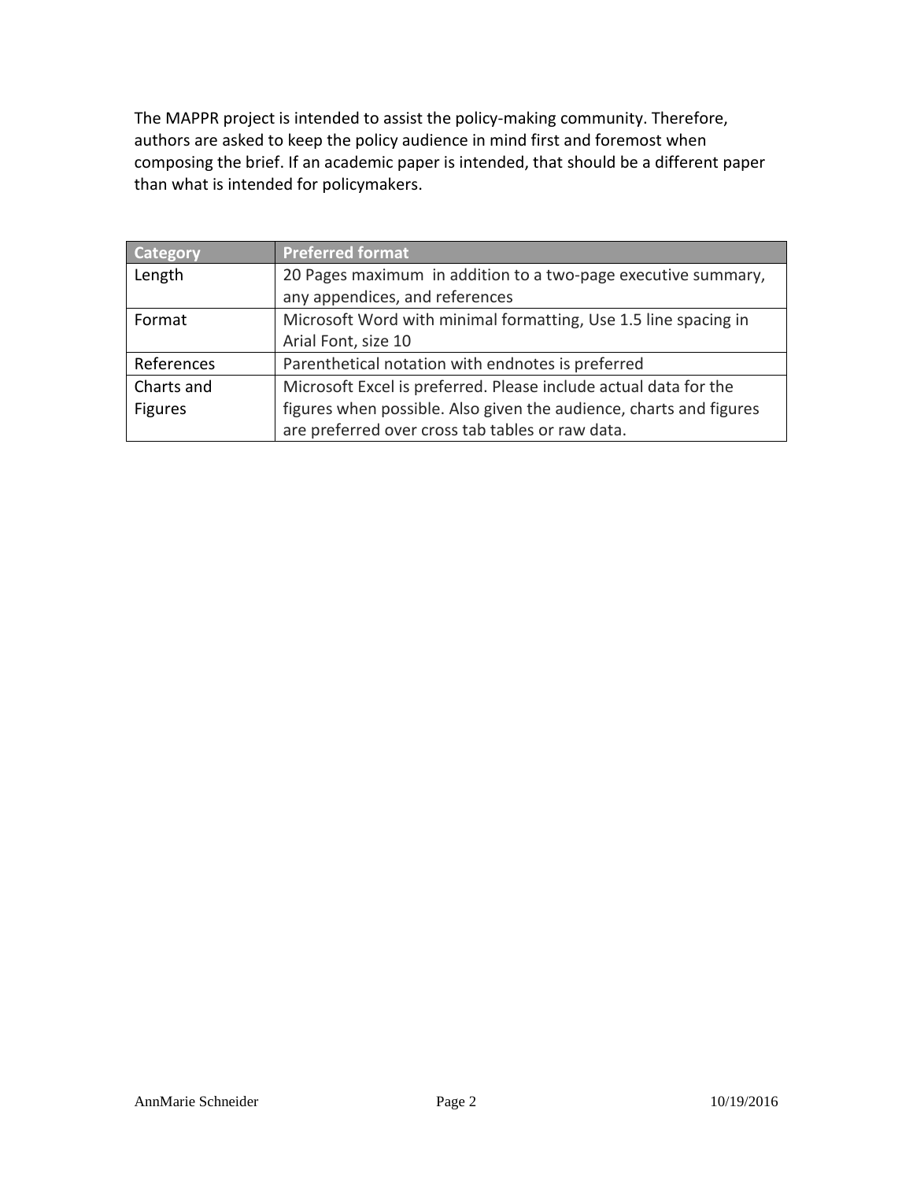The MAPPR project is intended to assist the policy-making community. Therefore, authors are asked to keep the policy audience in mind first and foremost when composing the brief. If an academic paper is intended, that should be a different paper than what is intended for policymakers.

| Category | Preferred format |
| --- | --- |
| Length | 20 Pages maximum in addition to a two-page executive summary, any appendices, and references |
| Format | Microsoft Word with minimal formatting, Use 1.5 line spacing in Arial Font, size 10 |
| References | Parenthetical notation with endnotes is preferred |
| Charts and Figures | Microsoft Excel is preferred. Please include actual data for the figures when possible. Also given the audience, charts and figures are preferred over cross tab tables or raw data. |